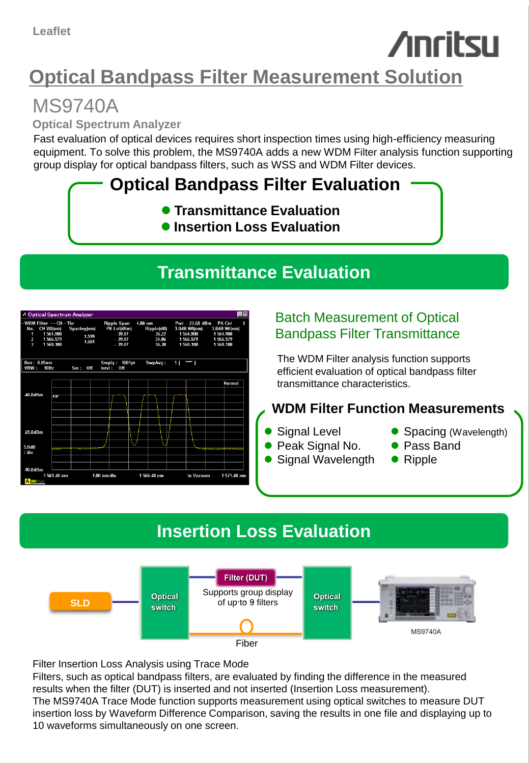Leaflet

# Optical Bandpass Filter Measurement Solution

## MS9740A

### Optical Spectrum Analyzer

Fast evaluation of optical devices requires short inspection times using high-efficiency measuring equipment. To solve this problem, the MS9740A adds a new WDM Filter analysis function supporting group display for optical bandpass filters, such as WSS and WDM Filter devices.

**Optical Bandpass Filter Evaluation**

- **Transmittance Evaluation**
- **Insertion Loss Evaluation**

## Transmittance Evaluation

### Batch Measurement of Optical Bandpass Filter Transmittance

The WDM Filter analysis function supports efficient evaluation of optical bandpass filter transmittance characteristics.

**WDM Filter Function Measurements**

- Signal Level
- Peak Signal No.
- Signal Wavelength
- Spacing (Wavelength)
- Pass Band
- Ripple

## Insertion Loss Evaluation

SLD — Optical switch — Filter (DUT) Supports group display of up to 9 filters / Fiber — Optical switch — MS9740A

Filter Insertion Loss Analysis using Trace Mode

Filters, such as optical bandpass filters, are evaluated by finding the difference in the measured results when the filter (DUT) is inserted and not inserted (Insertion Loss measurement).

The MS9740A Trace Mode function supports measurement using optical switches to measure DUT insertion loss by Waveform Difference Comparison, saving the results in one file and displaying up to 10 waveforms simultaneously on one screen.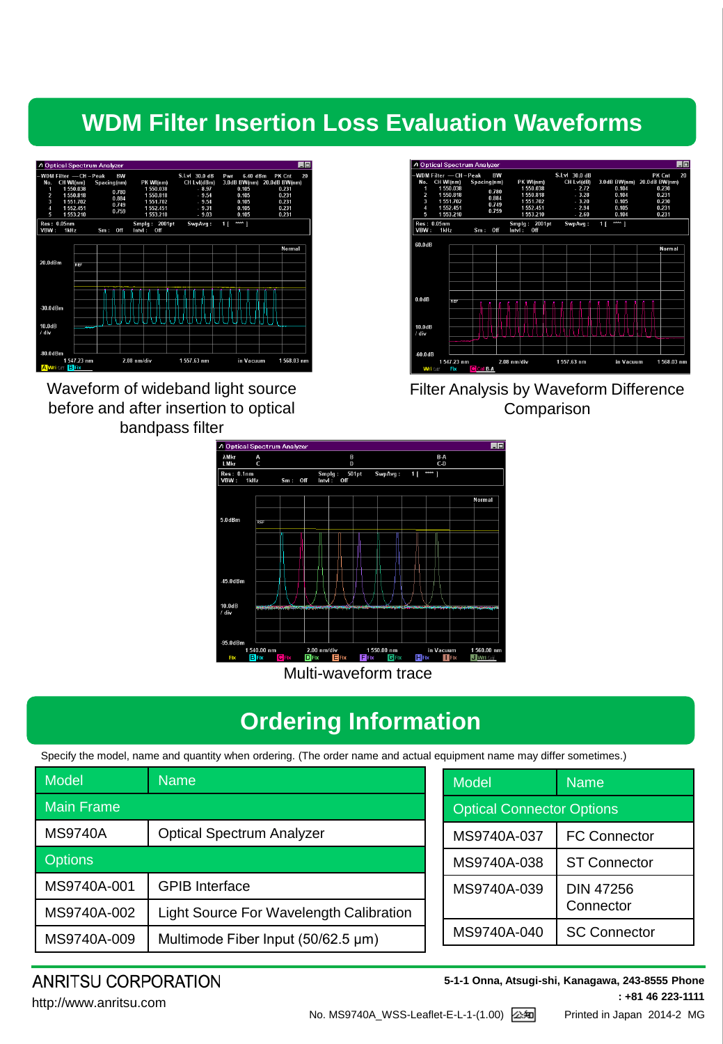## WDM Filter Insertion Loss Evaluation Waveforms

Waveform of wideband light source before and after insertion to optical bandpass filter

Filter Analysis by Waveform Difference Comparison

Multi-waveform trace

## Ordering Information

Specify the model, name and quantity when ordering. (The order name and actual equipment name may differ sometimes.)

| Model | Name |
|---|---|
| **Main Frame** | |
| MS9740A | Optical Spectrum Analyzer |
| **Options** | |
| MS9740A-001 | GPIB Interface |
| MS9740A-002 | Light Source For Wavelength Calibration |
| MS9740A-009 | Multimode Fiber Input (50/62.5 μm) |

| Model | Name |
|---|---|
| **Optical Connector Options** | |
| MS9740A-037 | FC Connector |
| MS9740A-038 | ST Connector |
| MS9740A-039 | DIN 47256 Connector |
| MS9740A-040 | SC Connector |

ANRITSU CORPORATION
http://www.anritsu.com

**5-1-1 Onna, Atsugi-shi, Kanagawa, 243-8555 Phone : +81 46 223-1111**

No. MS9740A_WSS-Leaflet-E-L-1-(1.00) Printed in Japan 2014-2 MG